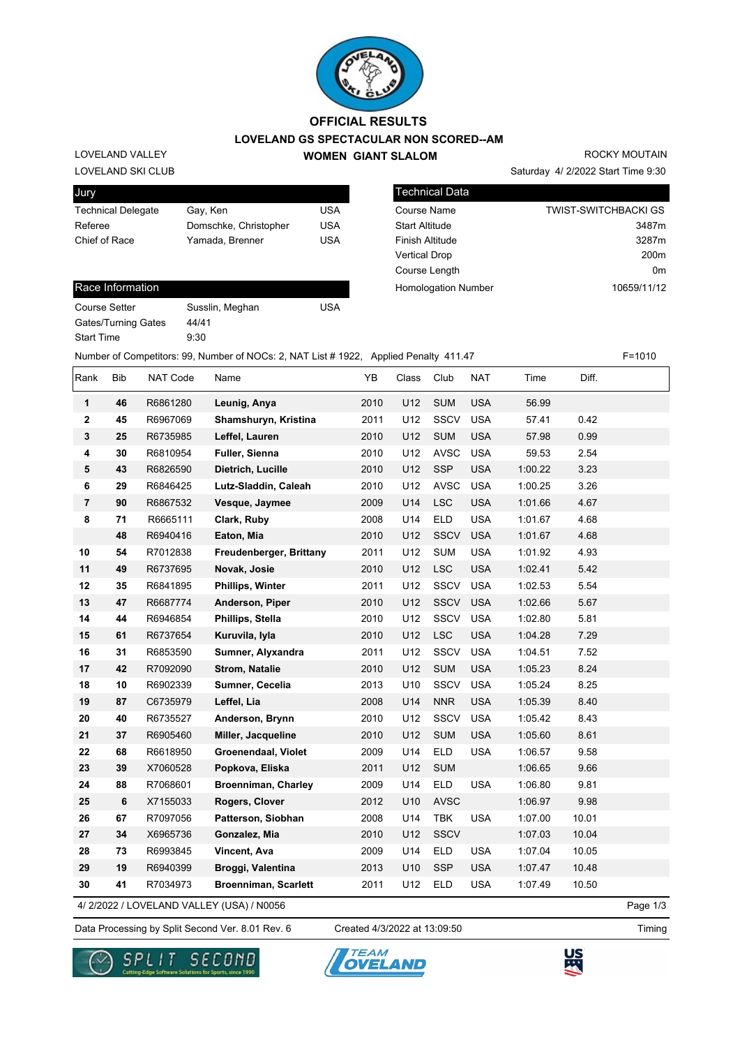# OFFICIAL RESULTS

## LOVELAND GS SPECTACULAR NON SCORED--AM

### WOMEN GIANT SLALOM

LOVELAND VALLEY
LOVELAND SKI CLUB

ROCKY MOUTAIN
Saturday 4/ 2/2022 Start Time 9:30

| Jury | | |
|---|---|---|
| Technical Delegate | Gay, Ken | USA |
| Referee | Domschke, Christopher | USA |
| Chief of Race | Yamada, Brenner | USA |

| Technical Data | |
|---|---|
| Course Name | TWIST-SWITCHBACKI GS |
| Start Altitude | 3487m |
| Finish Altitude | 3287m |
| Vertical Drop | 200m |
| Course Length | 0m |
| Homologation Number | 10659/11/12 |

| Race Information | | |
|---|---|---|
| Course Setter | Susslin, Meghan | USA |
| Gates/Turning Gates | 44/41 | |
| Start Time | 9:30 | |

Number of Competitors: 99, Number of NOCs: 2, NAT List # 1922, Applied Penalty 411.47 F=1010

| Rank | Bib | NAT Code | Name | YB | Class | Club | NAT | Time | Diff. |
|---|---|---|---|---|---|---|---|---|---|
| 1 | 46 | R6861280 | **Leunig, Anya** | 2010 | U12 | SUM | USA | 56.99 | |
| 2 | 45 | R6967069 | **Shamshuryn, Kristina** | 2011 | U12 | SSCV | USA | 57.41 | 0.42 |
| 3 | 25 | R6735985 | **Leffel, Lauren** | 2010 | U12 | SUM | USA | 57.98 | 0.99 |
| 4 | 30 | R6810954 | **Fuller, Sienna** | 2010 | U12 | AVSC | USA | 59.53 | 2.54 |
| 5 | 43 | R6826590 | **Dietrich, Lucille** | 2010 | U12 | SSP | USA | 1:00.22 | 3.23 |
| 6 | 29 | R6846425 | **Lutz-Sladdin, Caleah** | 2010 | U12 | AVSC | USA | 1:00.25 | 3.26 |
| 7 | 90 | R6867532 | **Vesque, Jaymee** | 2009 | U14 | LSC | USA | 1:01.66 | 4.67 |
| 8 | 71 | R6665111 | **Clark, Ruby** | 2008 | U14 | ELD | USA | 1:01.67 | 4.68 |
| | 48 | R6940416 | **Eaton, Mia** | 2010 | U12 | SSCV | USA | 1:01.67 | 4.68 |
| 10 | 54 | R7012838 | **Freudenberger, Brittany** | 2011 | U12 | SUM | USA | 1:01.92 | 4.93 |
| 11 | 49 | R6737695 | **Novak, Josie** | 2010 | U12 | LSC | USA | 1:02.41 | 5.42 |
| 12 | 35 | R6841895 | **Phillips, Winter** | 2011 | U12 | SSCV | USA | 1:02.53 | 5.54 |
| 13 | 47 | R6687774 | **Anderson, Piper** | 2010 | U12 | SSCV | USA | 1:02.66 | 5.67 |
| 14 | 44 | R6946854 | **Phillips, Stella** | 2010 | U12 | SSCV | USA | 1:02.80 | 5.81 |
| 15 | 61 | R6737654 | **Kuruvila, Iyla** | 2010 | U12 | LSC | USA | 1:04.28 | 7.29 |
| 16 | 31 | R6853590 | **Sumner, Alyxandra** | 2011 | U12 | SSCV | USA | 1:04.51 | 7.52 |
| 17 | 42 | R7092090 | **Strom, Natalie** | 2010 | U12 | SUM | USA | 1:05.23 | 8.24 |
| 18 | 10 | R6902339 | **Sumner, Cecelia** | 2013 | U10 | SSCV | USA | 1:05.24 | 8.25 |
| 19 | 87 | C6735979 | **Leffel, Lia** | 2008 | U14 | NNR | USA | 1:05.39 | 8.40 |
| 20 | 40 | R6735527 | **Anderson, Brynn** | 2010 | U12 | SSCV | USA | 1:05.42 | 8.43 |
| 21 | 37 | R6905460 | **Miller, Jacqueline** | 2010 | U12 | SUM | USA | 1:05.60 | 8.61 |
| 22 | 68 | R6618950 | **Groenendaal, Violet** | 2009 | U14 | ELD | USA | 1:06.57 | 9.58 |
| 23 | 39 | X7060528 | **Popkova, Eliska** | 2011 | U12 | SUM | | 1:06.65 | 9.66 |
| 24 | 88 | R7068601 | **Broenniman, Charley** | 2009 | U14 | ELD | USA | 1:06.80 | 9.81 |
| 25 | 6 | X7155033 | **Rogers, Clover** | 2012 | U10 | AVSC | | 1:06.97 | 9.98 |
| 26 | 67 | R7097056 | **Patterson, Siobhan** | 2008 | U14 | TBK | USA | 1:07.00 | 10.01 |
| 27 | 34 | X6965736 | **Gonzalez, Mia** | 2010 | U12 | SSCV | | 1:07.03 | 10.04 |
| 28 | 73 | R6993845 | **Vincent, Ava** | 2009 | U14 | ELD | USA | 1:07.04 | 10.05 |
| 29 | 19 | R6940399 | **Broggi, Valentina** | 2013 | U10 | SSP | USA | 1:07.47 | 10.48 |
| 30 | 41 | R7034973 | **Broenniman, Scarlett** | 2011 | U12 | ELD | USA | 1:07.49 | 10.50 |

4/ 2/2022 / LOVELAND VALLEY (USA) / N0056

Data Processing by Split Second Ver. 8.01 Rev. 6 Created 4/3/2022 at 13:09:50 Timing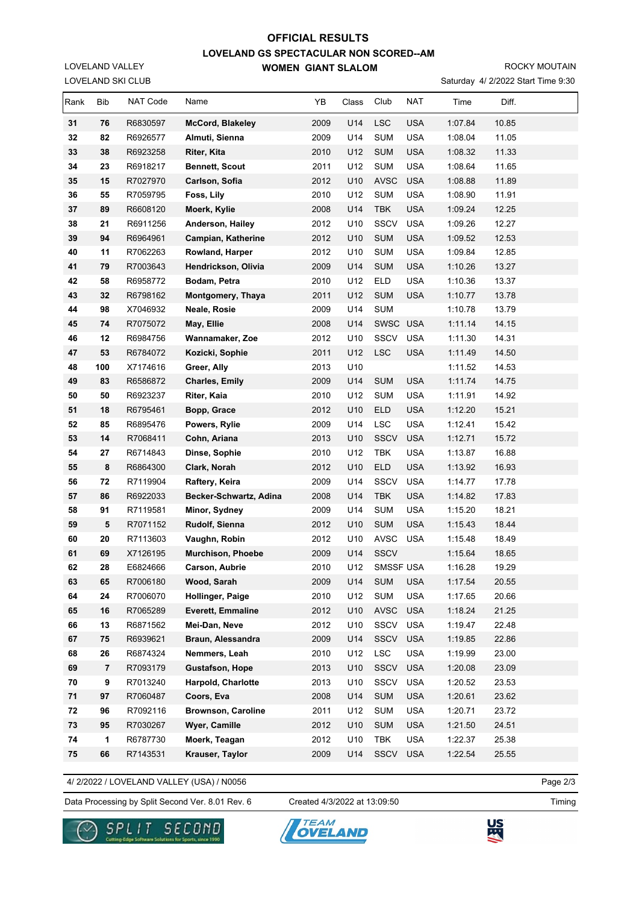# OFFICIAL RESULTS
## LOVELAND GS SPECTACULAR NON SCORED--AM
### WOMEN GIANT SLALOM

LOVELAND VALLEY
LOVELAND SKI CLUB

ROCKY MOUTAIN
Saturday 4/ 2/2022 Start Time 9:30

| Rank | Bib | NAT Code | Name | YB | Class | Club | NAT | Time | Diff. |
|---|---|---|---|---|---|---|---|---|---|
| 31 | 76 | R6830597 | **McCord, Blakeley** | 2009 | U14 | LSC | USA | 1:07.84 | 10.85 |
| 32 | 82 | R6926577 | **Almuti, Sienna** | 2009 | U14 | SUM | USA | 1:08.04 | 11.05 |
| 33 | 38 | R6923258 | **Riter, Kita** | 2010 | U12 | SUM | USA | 1:08.32 | 11.33 |
| 34 | 23 | R6918217 | **Bennett, Scout** | 2011 | U12 | SUM | USA | 1:08.64 | 11.65 |
| 35 | 15 | R7027970 | **Carlson, Sofia** | 2012 | U10 | AVSC | USA | 1:08.88 | 11.89 |
| 36 | 55 | R7059795 | **Foss, Lily** | 2010 | U12 | SUM | USA | 1:08.90 | 11.91 |
| 37 | 89 | R6608120 | **Moerk, Kylie** | 2008 | U14 | TBK | USA | 1:09.24 | 12.25 |
| 38 | 21 | R6911256 | **Anderson, Hailey** | 2012 | U10 | SSCV | USA | 1:09.26 | 12.27 |
| 39 | 94 | R6964961 | **Campian, Katherine** | 2012 | U10 | SUM | USA | 1:09.52 | 12.53 |
| 40 | 11 | R7062263 | **Rowland, Harper** | 2012 | U10 | SUM | USA | 1:09.84 | 12.85 |
| 41 | 79 | R7003643 | **Hendrickson, Olivia** | 2009 | U14 | SUM | USA | 1:10.26 | 13.27 |
| 42 | 58 | R6958772 | **Bodam, Petra** | 2010 | U12 | ELD | USA | 1:10.36 | 13.37 |
| 43 | 32 | R6798162 | **Montgomery, Thaya** | 2011 | U12 | SUM | USA | 1:10.77 | 13.78 |
| 44 | 98 | X7046932 | **Neale, Rosie** | 2009 | U14 | SUM | | 1:10.78 | 13.79 |
| 45 | 74 | R7075072 | **May, Ellie** | 2008 | U14 | SWSC | USA | 1:11.14 | 14.15 |
| 46 | 12 | R6984756 | **Wannamaker, Zoe** | 2012 | U10 | SSCV | USA | 1:11.30 | 14.31 |
| 47 | 53 | R6784072 | **Kozicki, Sophie** | 2011 | U12 | LSC | USA | 1:11.49 | 14.50 |
| 48 | 100 | X7174616 | **Greer, Ally** | 2013 | U10 | | | 1:11.52 | 14.53 |
| 49 | 83 | R6586872 | **Charles, Emily** | 2009 | U14 | SUM | USA | 1:11.74 | 14.75 |
| 50 | 50 | R6923237 | **Riter, Kaia** | 2010 | U12 | SUM | USA | 1:11.91 | 14.92 |
| 51 | 18 | R6795461 | **Bopp, Grace** | 2012 | U10 | ELD | USA | 1:12.20 | 15.21 |
| 52 | 85 | R6895476 | **Powers, Rylie** | 2009 | U14 | LSC | USA | 1:12.41 | 15.42 |
| 53 | 14 | R7068411 | **Cohn, Ariana** | 2013 | U10 | SSCV | USA | 1:12.71 | 15.72 |
| 54 | 27 | R6714843 | **Dinse, Sophie** | 2010 | U12 | TBK | USA | 1:13.87 | 16.88 |
| 55 | 8 | R6864300 | **Clark, Norah** | 2012 | U10 | ELD | USA | 1:13.92 | 16.93 |
| 56 | 72 | R7119904 | **Raftery, Keira** | 2009 | U14 | SSCV | USA | 1:14.77 | 17.78 |
| 57 | 86 | R6922033 | **Becker-Schwartz, Adina** | 2008 | U14 | TBK | USA | 1:14.82 | 17.83 |
| 58 | 91 | R7119581 | **Minor, Sydney** | 2009 | U14 | SUM | USA | 1:15.20 | 18.21 |
| 59 | 5 | R7071152 | **Rudolf, Sienna** | 2012 | U10 | SUM | USA | 1:15.43 | 18.44 |
| 60 | 20 | R7113603 | **Vaughn, Robin** | 2012 | U10 | AVSC | USA | 1:15.48 | 18.49 |
| 61 | 69 | X7126195 | **Murchison, Phoebe** | 2009 | U14 | SSCV | | 1:15.64 | 18.65 |
| 62 | 28 | E6824666 | **Carson, Aubrie** | 2010 | U12 | SMSSF | USA | 1:16.28 | 19.29 |
| 63 | 65 | R7006180 | **Wood, Sarah** | 2009 | U14 | SUM | USA | 1:17.54 | 20.55 |
| 64 | 24 | R7006070 | **Hollinger, Paige** | 2010 | U12 | SUM | USA | 1:17.65 | 20.66 |
| 65 | 16 | R7065289 | **Everett, Emmaline** | 2012 | U10 | AVSC | USA | 1:18.24 | 21.25 |
| 66 | 13 | R6871562 | **Mei-Dan, Neve** | 2012 | U10 | SSCV | USA | 1:19.47 | 22.48 |
| 67 | 75 | R6939621 | **Braun, Alessandra** | 2009 | U14 | SSCV | USA | 1:19.85 | 22.86 |
| 68 | 26 | R6874324 | **Nemmers, Leah** | 2010 | U12 | LSC | USA | 1:19.99 | 23.00 |
| 69 | 7 | R7093179 | **Gustafson, Hope** | 2013 | U10 | SSCV | USA | 1:20.08 | 23.09 |
| 70 | 9 | R7013240 | **Harpold, Charlotte** | 2013 | U10 | SSCV | USA | 1:20.52 | 23.53 |
| 71 | 97 | R7060487 | **Coors, Eva** | 2008 | U14 | SUM | USA | 1:20.61 | 23.62 |
| 72 | 96 | R7092116 | **Brownson, Caroline** | 2011 | U12 | SUM | USA | 1:20.71 | 23.72 |
| 73 | 95 | R7030267 | **Wyer, Camille** | 2012 | U10 | SUM | USA | 1:21.50 | 24.51 |
| 74 | 1 | R6787730 | **Moerk, Teagan** | 2012 | U10 | TBK | USA | 1:22.37 | 25.38 |
| 75 | 66 | R7143531 | **Krauser, Taylor** | 2009 | U14 | SSCV | USA | 1:22.54 | 25.55 |

4/ 2/2022 / LOVELAND VALLEY (USA) / N0056

Data Processing by Split Second Ver. 8.01 Rev. 6 — Created 4/3/2022 at 13:09:50 — Timing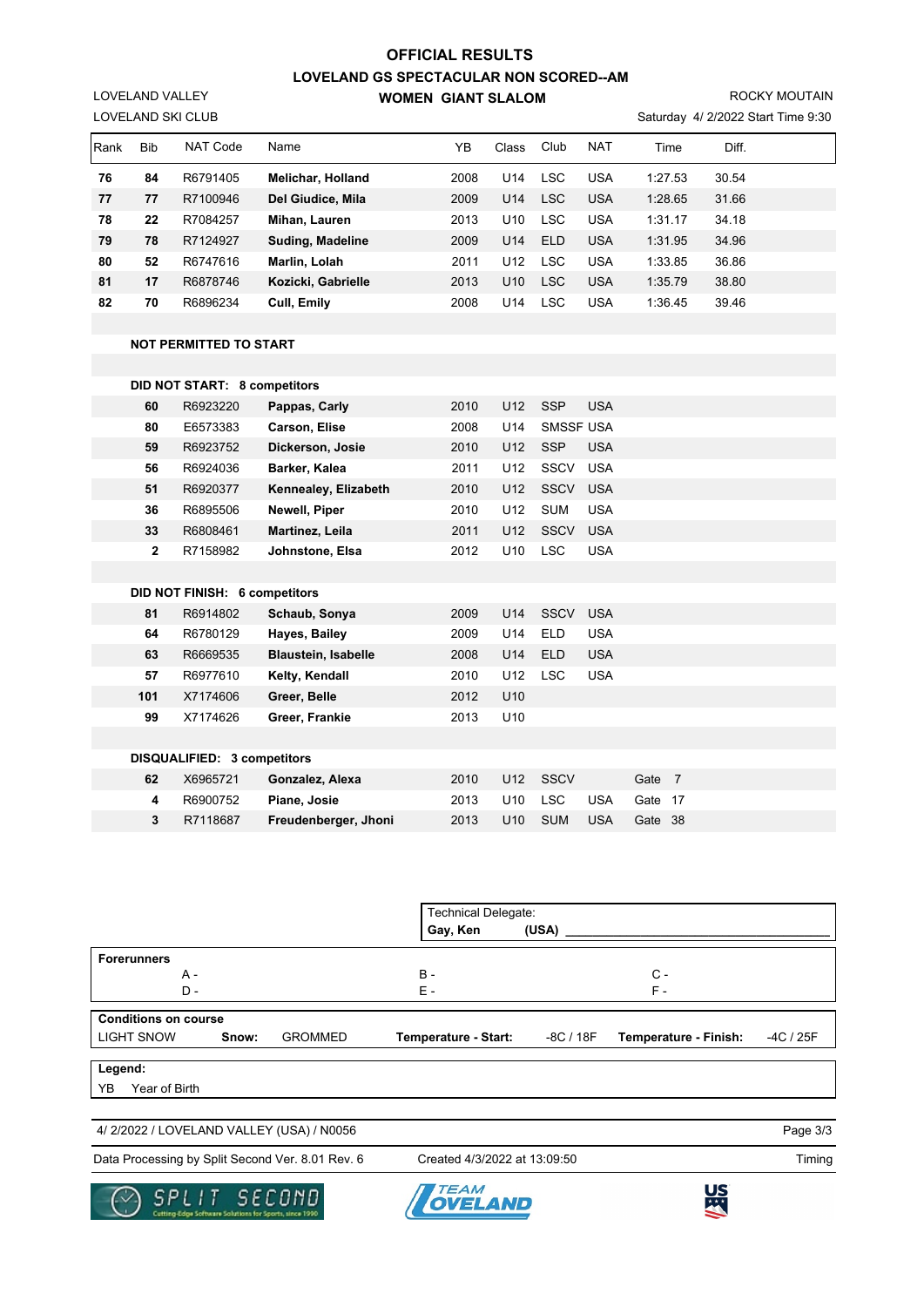# OFFICIAL RESULTS

## LOVELAND GS SPECTACULAR NON SCORED--AM

## WOMEN GIANT SLALOM

LOVELAND VALLEY
LOVELAND SKI CLUB

ROCKY MOUTAIN
Saturday 4/ 2/2022 Start Time 9:30

| Rank | Bib | NAT Code | Name | YB | Class | Club | NAT | Time | Diff. |
|---|---|---|---|---|---|---|---|---|---|
| **76** | **84** | R6791405 | **Melichar, Holland** | 2008 | U14 | LSC | USA | 1:27.53 | 30.54 |
| **77** | **77** | R7100946 | **Del Giudice, Mila** | 2009 | U14 | LSC | USA | 1:28.65 | 31.66 |
| **78** | **22** | R7084257 | **Mihan, Lauren** | 2013 | U10 | LSC | USA | 1:31.17 | 34.18 |
| **79** | **78** | R7124927 | **Suding, Madeline** | 2009 | U14 | ELD | USA | 1:31.95 | 34.96 |
| **80** | **52** | R6747616 | **Marlin, Lolah** | 2011 | U12 | LSC | USA | 1:33.85 | 36.86 |
| **81** | **17** | R6878746 | **Kozicki, Gabrielle** | 2013 | U10 | LSC | USA | 1:35.79 | 38.80 |
| **82** | **70** | R6896234 | **Cull, Emily** | 2008 | U14 | LSC | USA | 1:36.45 | 39.46 |

**NOT PERMITTED TO START**

**DID NOT START: 8 competitors**

| Bib | NAT Code | Name | YB | Class | Club | NAT |
|---|---|---|---|---|---|---|
| **60** | R6923220 | **Pappas, Carly** | 2010 | U12 | SSP | USA |
| **80** | E6573383 | **Carson, Elise** | 2008 | U14 | SMSSF | USA |
| **59** | R6923752 | **Dickerson, Josie** | 2010 | U12 | SSP | USA |
| **56** | R6924036 | **Barker, Kalea** | 2011 | U12 | SSCV | USA |
| **51** | R6920377 | **Kennealey, Elizabeth** | 2010 | U12 | SSCV | USA |
| **36** | R6895506 | **Newell, Piper** | 2010 | U12 | SUM | USA |
| **33** | R6808461 | **Martinez, Leila** | 2011 | U12 | SSCV | USA |
| **2** | R7158982 | **Johnstone, Elsa** | 2012 | U10 | LSC | USA |

**DID NOT FINISH: 6 competitors**

| Bib | NAT Code | Name | YB | Class | Club | NAT |
|---|---|---|---|---|---|---|
| **81** | R6914802 | **Schaub, Sonya** | 2009 | U14 | SSCV | USA |
| **64** | R6780129 | **Hayes, Bailey** | 2009 | U14 | ELD | USA |
| **63** | R6669535 | **Blaustein, Isabelle** | 2008 | U14 | ELD | USA |
| **57** | R6977610 | **Kelty, Kendall** | 2010 | U12 | LSC | USA |
| **101** | X7174606 | **Greer, Belle** | 2012 | U10 | | |
| **99** | X7174626 | **Greer, Frankie** | 2013 | U10 | | |

**DISQUALIFIED: 3 competitors**

| Bib | NAT Code | Name | YB | Class | Club | NAT | Reason |
|---|---|---|---|---|---|---|---|
| **62** | X6965721 | **Gonzalez, Alexa** | 2010 | U12 | SSCV | | Gate 7 |
| **4** | R6900752 | **Piane, Josie** | 2013 | U10 | LSC | USA | Gate 17 |
| **3** | R7118687 | **Freudenberger, Jhoni** | 2013 | U10 | SUM | USA | Gate 38 |

Technical Delegate:
**Gay, Ken (USA)**

**Forerunners**

A -
B -
C -
D -
E -
F -

**Conditions on course**

LIGHT SNOW | **Snow:** GROMMED | **Temperature - Start:** -8C / 18F | **Temperature - Finish:** -4C / 25F

**Legend:**

YB Year of Birth

4/ 2/2022 / LOVELAND VALLEY (USA) / N0056

Data Processing by Split Second Ver. 8.01 Rev. 6 | Created 4/3/2022 at 13:09:50 | Timing